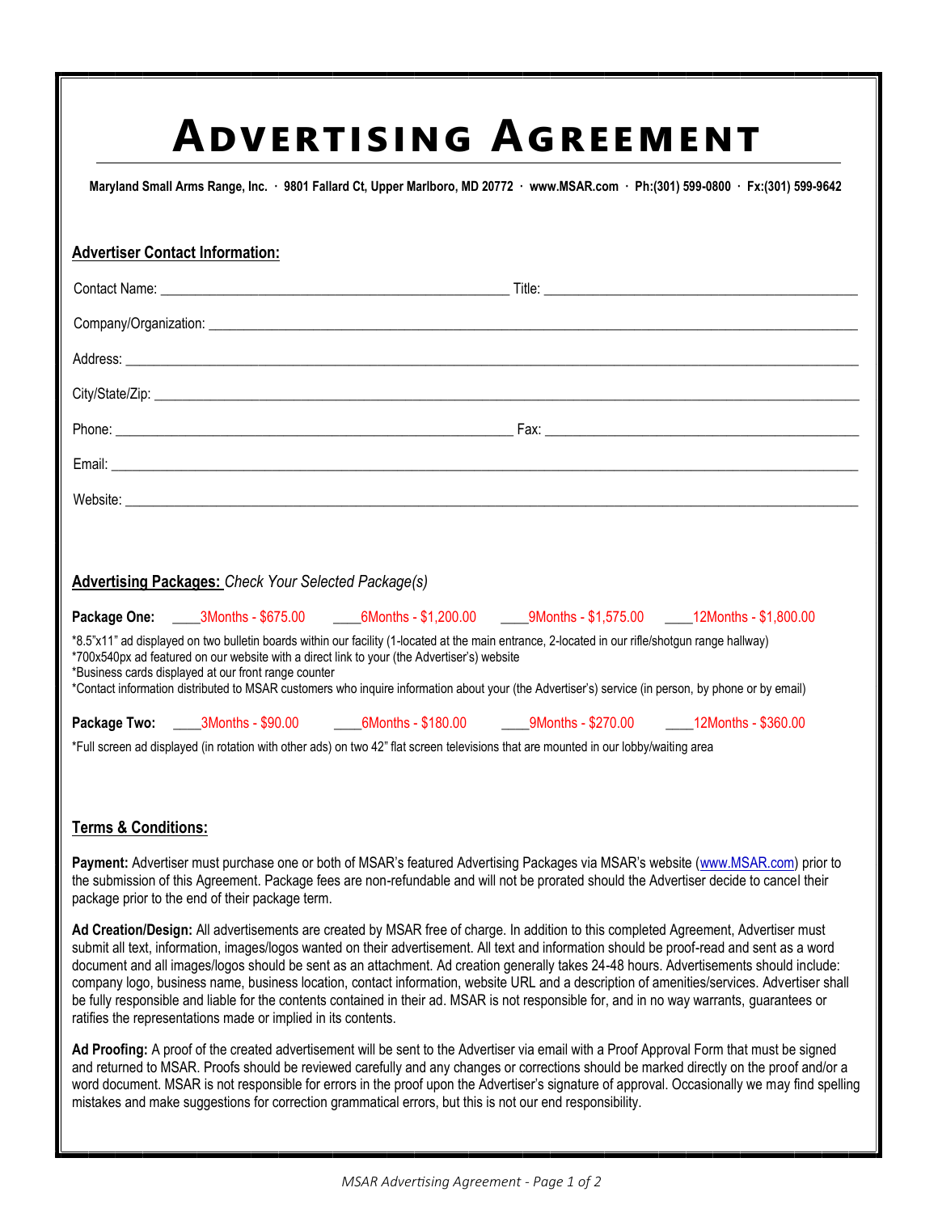# Advertising Agreement

**Maryland Small Arms Range, Inc. · 9801 Fallard Ct, Upper Marlboro, MD 20772 · www.MSAR.com · Ph:(301) 599-0800 · Fx:(301) 599-9642**

**Advertiser Contact Information:**

Contact Name: ______________________________ Title: ______________________________

Company/Organization: ______________________________

Address: ______________________________

City/State/Zip: ______________________________

Phone: ______________________________ Fax: ______________________________

Email: ______________________________

Website: ______________________________

**Advertising Packages:** *Check Your Selected Package(s)*

**Package One:** ____3Months - $675.00 ____6Months - $1,200.00 ____9Months - $1,575.00 ____12Months - $1,800.00

*8.5"x11" ad displayed on two bulletin boards within our facility (1-located at the main entrance, 2-located in our rifle/shotgun range hallway)
*700x540px ad featured on our website with a direct link to your (the Advertiser's) website
*Business cards displayed at our front range counter
*Contact information distributed to MSAR customers who inquire information about your (the Advertiser's) service (in person, by phone or by email)

**Package Two:** ____3Months - $90.00 ____6Months - $180.00 ____9Months - $270.00 ____12Months - $360.00

*Full screen ad displayed (in rotation with other ads) on two 42" flat screen televisions that are mounted in our lobby/waiting area

**Terms & Conditions:**

**Payment:** Advertiser must purchase one or both of MSAR's featured Advertising Packages via MSAR's website (www.MSAR.com) prior to the submission of this Agreement. Package fees are non-refundable and will not be prorated should the Advertiser decide to cancel their package prior to the end of their package term.

**Ad Creation/Design:** All advertisements are created by MSAR free of charge. In addition to this completed Agreement, Advertiser must submit all text, information, images/logos wanted on their advertisement. All text and information should be proof-read and sent as a word document and all images/logos should be sent as an attachment. Ad creation generally takes 24-48 hours. Advertisements should include: company logo, business name, business location, contact information, website URL and a description of amenities/services. Advertiser shall be fully responsible and liable for the contents contained in their ad. MSAR is not responsible for, and in no way warrants, guarantees or ratifies the representations made or implied in its contents.

**Ad Proofing:** A proof of the created advertisement will be sent to the Advertiser via email with a Proof Approval Form that must be signed and returned to MSAR. Proofs should be reviewed carefully and any changes or corrections should be marked directly on the proof and/or a word document. MSAR is not responsible for errors in the proof upon the Advertiser's signature of approval. Occasionally we may find spelling mistakes and make suggestions for correction grammatical errors, but this is not our end responsibility.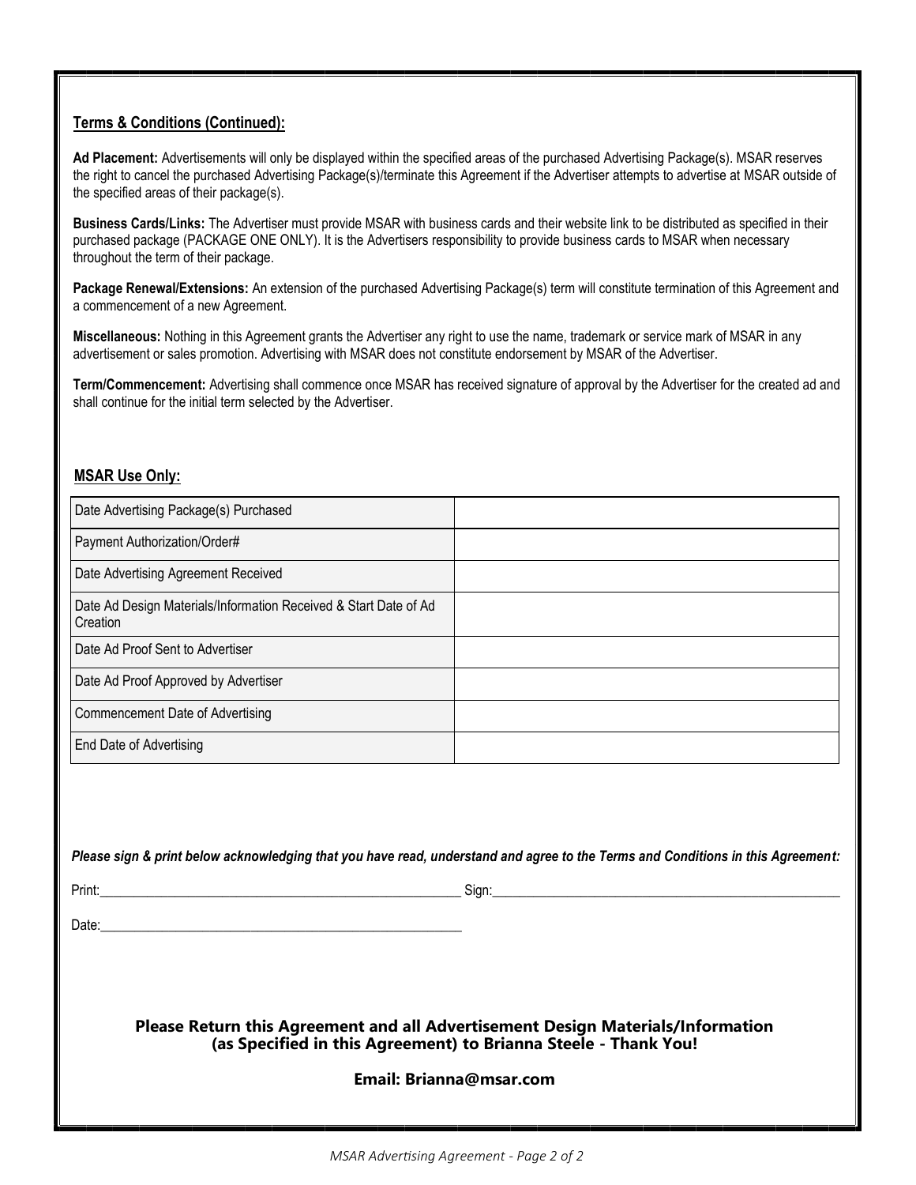**Terms & Conditions (Continued):**

**Ad Placement:** Advertisements will only be displayed within the specified areas of the purchased Advertising Package(s). MSAR reserves the right to cancel the purchased Advertising Package(s)/terminate this Agreement if the Advertiser attempts to advertise at MSAR outside of the specified areas of their package(s).

**Business Cards/Links:** The Advertiser must provide MSAR with business cards and their website link to be distributed as specified in their purchased package (PACKAGE ONE ONLY). It is the Advertisers responsibility to provide business cards to MSAR when necessary throughout the term of their package.

**Package Renewal/Extensions:** An extension of the purchased Advertising Package(s) term will constitute termination of this Agreement and a commencement of a new Agreement.

**Miscellaneous:** Nothing in this Agreement grants the Advertiser any right to use the name, trademark or service mark of MSAR in any advertisement or sales promotion. Advertising with MSAR does not constitute endorsement by MSAR of the Advertiser.

**Term/Commencement:** Advertising shall commence once MSAR has received signature of approval by the Advertiser for the created ad and shall continue for the initial term selected by the Advertiser.

**MSAR Use Only:**

| | |
|---|---|
| Date Advertising Package(s) Purchased | |
| Payment Authorization/Order# | |
| Date Advertising Agreement Received | |
| Date Ad Design Materials/Information Received & Start Date of Ad Creation | |
| Date Ad Proof Sent to Advertiser | |
| Date Ad Proof Approved by Advertiser | |
| Commencement Date of Advertising | |
| End Date of Advertising | |

***Please sign & print below acknowledging that you have read, understand and agree to the Terms and Conditions in this Agreement:***

Print:\_\_\_\_\_\_\_\_\_\_\_\_\_\_\_\_\_\_\_\_\_\_\_\_\_\_\_\_\_\_\_\_\_\_\_\_\_\_\_\_ Sign:\_\_\_\_\_\_\_\_\_\_\_\_\_\_\_\_\_\_\_\_\_\_\_\_\_\_\_\_\_\_\_\_\_\_\_\_\_\_\_\_

Date:\_\_\_\_\_\_\_\_\_\_\_\_\_\_\_\_\_\_\_\_\_\_\_\_\_\_\_\_\_\_\_\_\_\_\_\_\_\_\_\_

**Please Return this Agreement and all Advertisement Design Materials/Information (as Specified in this Agreement) to Brianna Steele - Thank You!**

**Email: Brianna@msar.com**